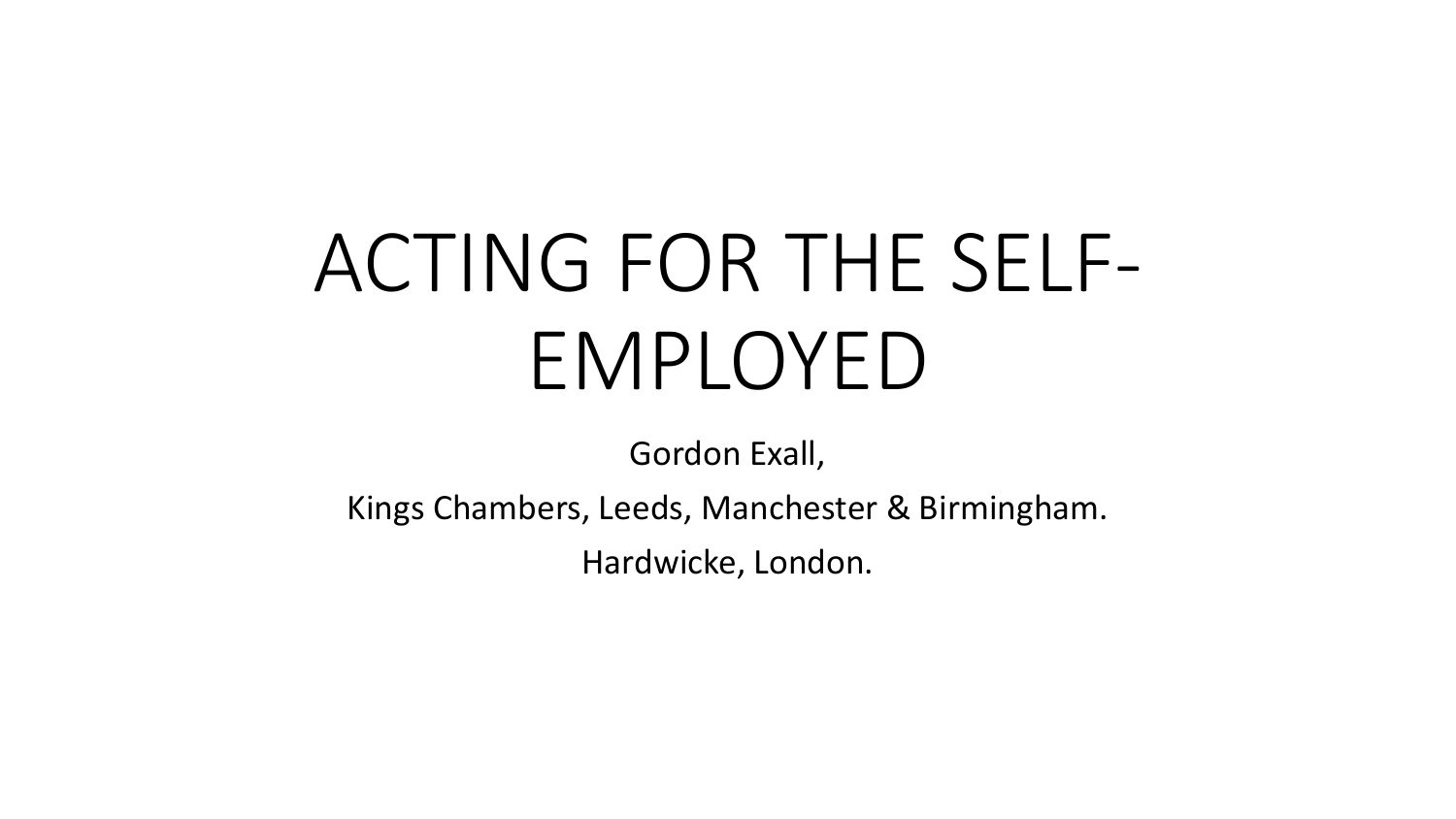# ACTING FOR THE SELF-EMPLOYED

Gordon Exall,

Kings Chambers, Leeds, Manchester & Birmingham.

Hardwicke, London.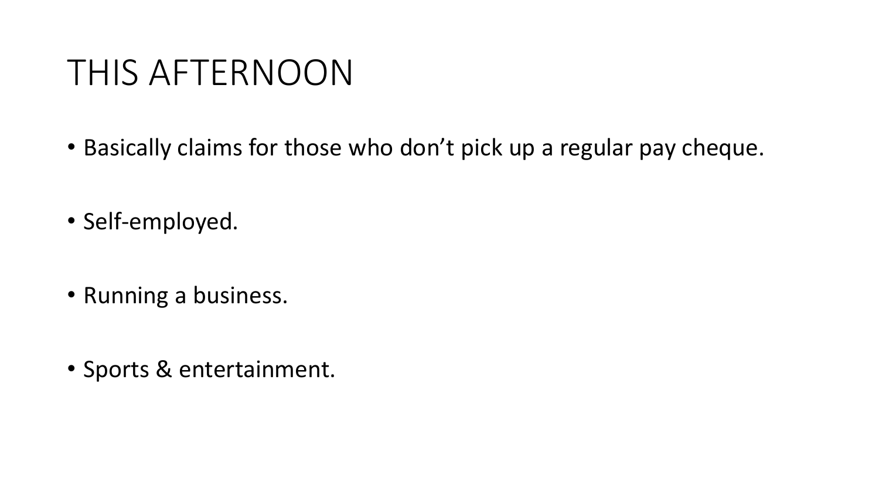# THIS AFTERNOON

- Basically claims for those who don’t pick up a regular pay cheque.
- Self-employed.
- Running a business.
- Sports & entertainment.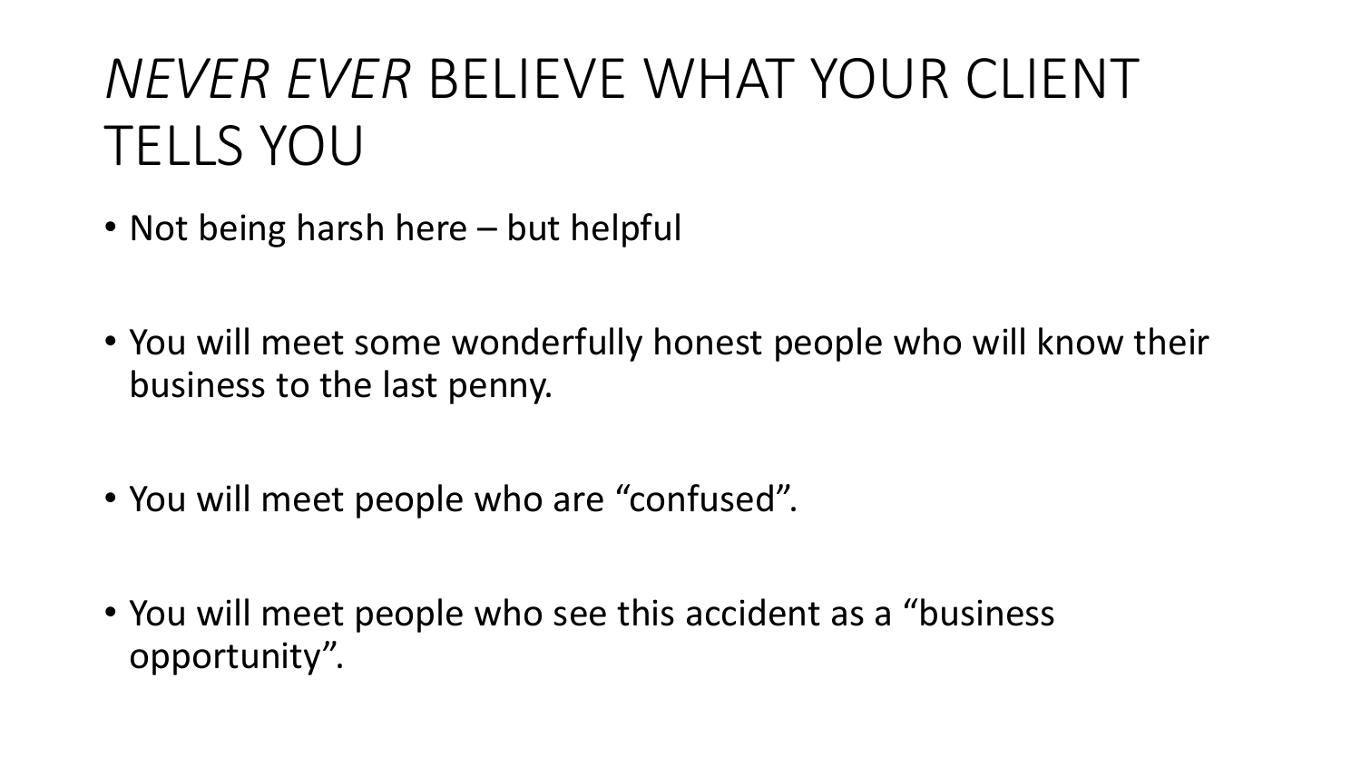# *NEVER EVER* BELIEVE WHAT YOUR CLIENT TELLS YOU

- Not being harsh here – but helpful
- You will meet some wonderfully honest people who will know their business to the last penny.
- You will meet people who are "confused".
- You will meet people who see this accident as a "business opportunity".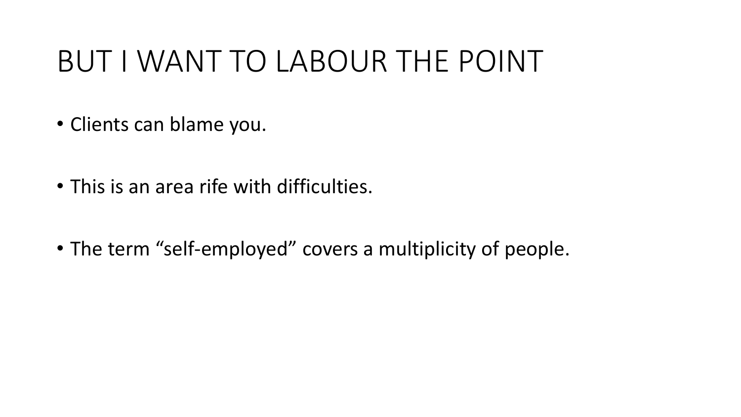# BUT I WANT TO LABOUR THE POINT

- Clients can blame you.
- This is an area rife with difficulties.
- The term “self-employed” covers a multiplicity of people.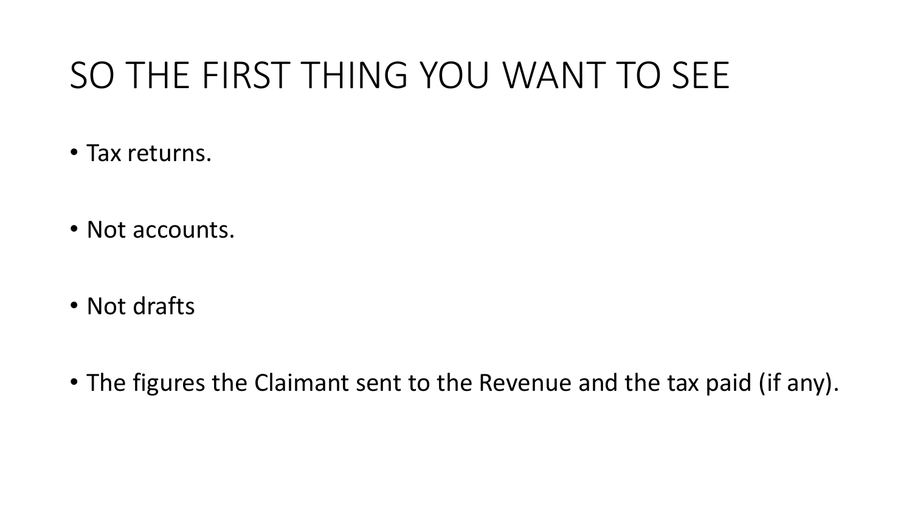# SO THE FIRST THING YOU WANT TO SEE

- Tax returns.
- Not accounts.
- Not drafts
- The figures the Claimant sent to the Revenue and the tax paid (if any).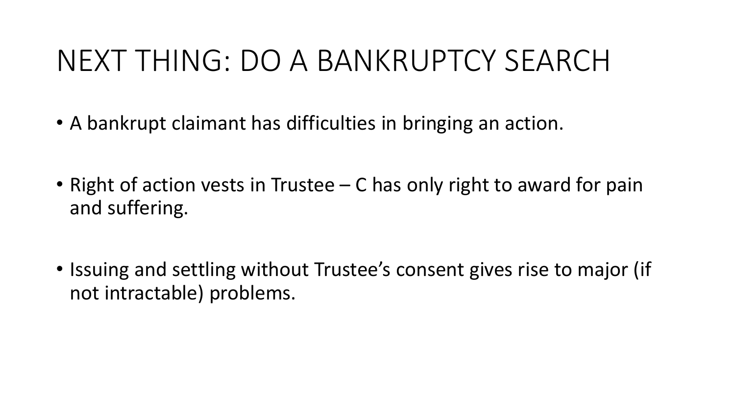# NEXT THING: DO A BANKRUPTCY SEARCH

- A bankrupt claimant has difficulties in bringing an action.
- Right of action vests in Trustee – C has only right to award for pain and suffering.
- Issuing and settling without Trustee's consent gives rise to major (if not intractable) problems.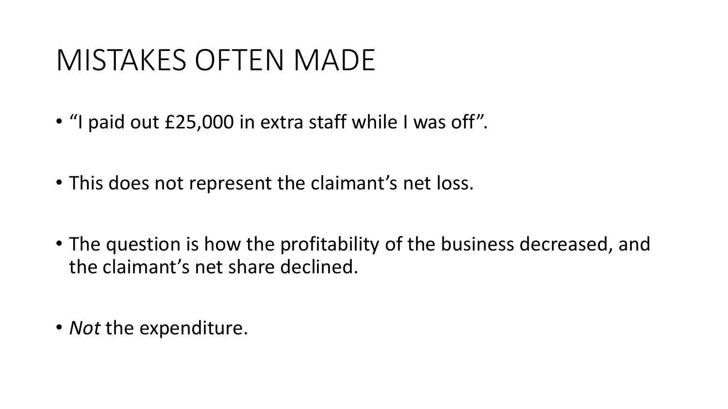# MISTAKES OFTEN MADE

- "I paid out £25,000 in extra staff while I was off".
- This does not represent the claimant's net loss.
- The question is how the profitability of the business decreased, and the claimant's net share declined.
- *Not* the expenditure.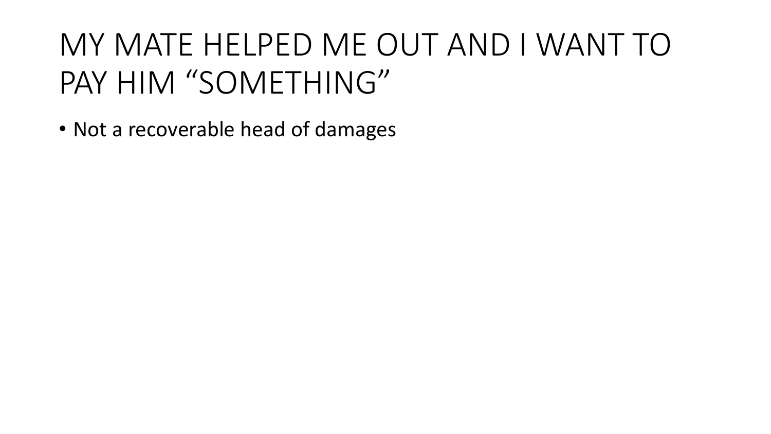# MY MATE HELPED ME OUT AND I WANT TO PAY HIM "SOMETHING"

- Not a recoverable head of damages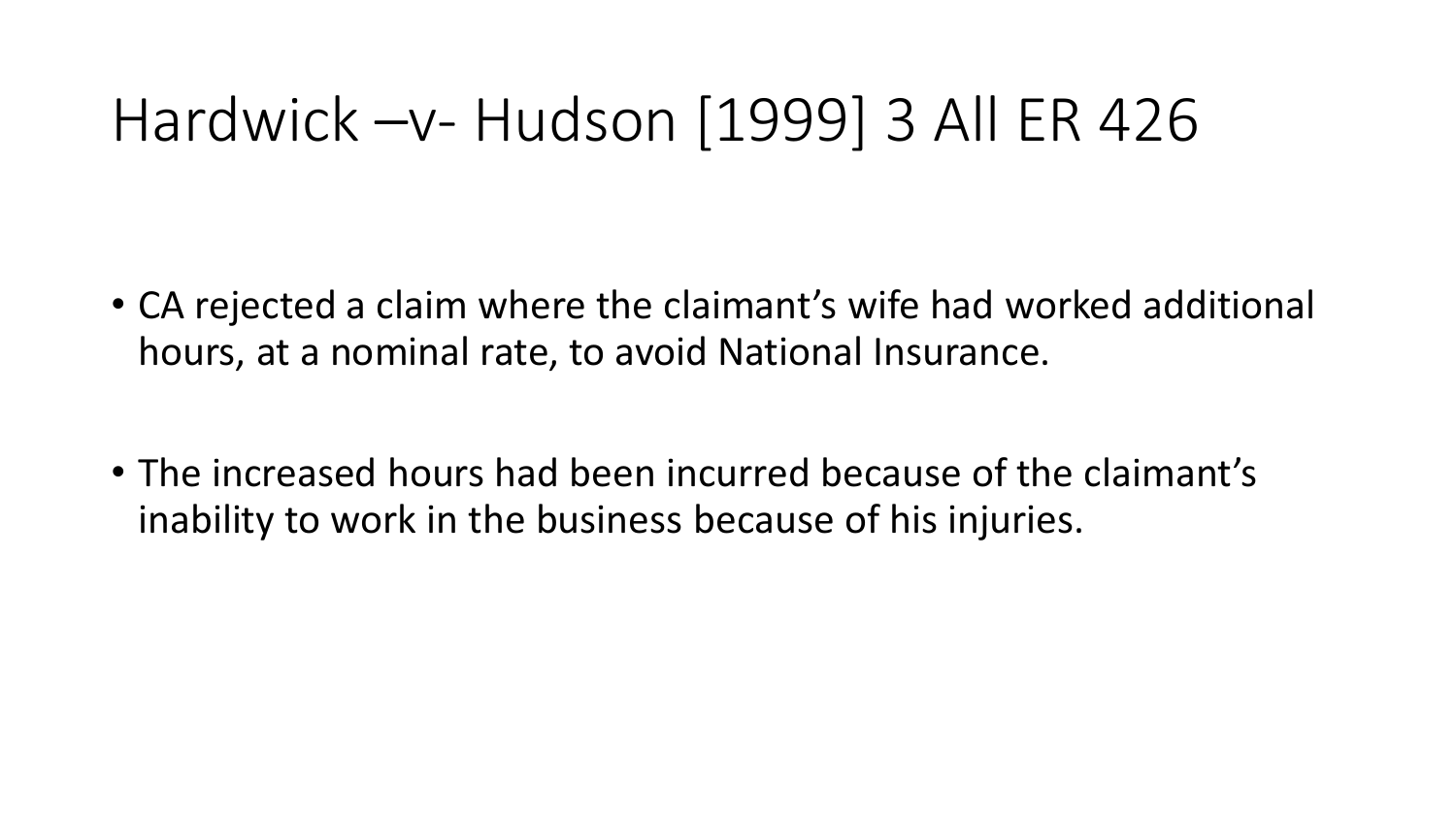# Hardwick –v- Hudson [1999] 3 All ER 426

- CA rejected a claim where the claimant’s wife had worked additional hours, at a nominal rate, to avoid National Insurance.
- The increased hours had been incurred because of the claimant’s inability to work in the business because of his injuries.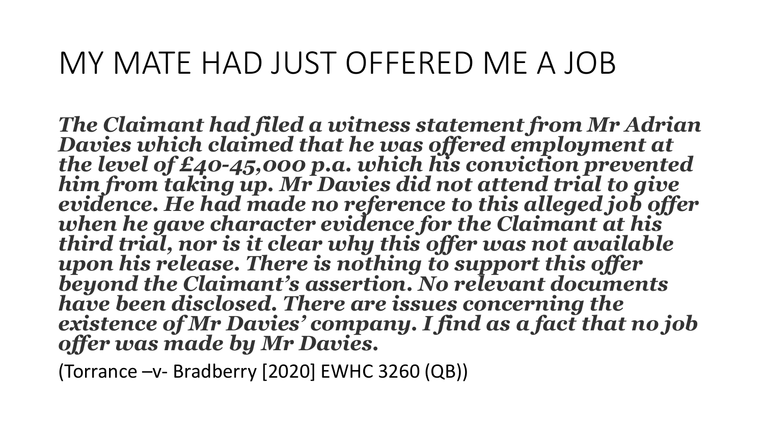# MY MATE HAD JUST OFFERED ME A JOB

***The Claimant had filed a witness statement from Mr Adrian Davies which claimed that he was offered employment at the level of £40-45,000 p.a. which his conviction prevented him from taking up. Mr Davies did not attend trial to give evidence. He had made no reference to this alleged job offer when he gave character evidence for the Claimant at his third trial, nor is it clear why this offer was not available upon his release. There is nothing to support this offer beyond the Claimant's assertion. No relevant documents have been disclosed. There are issues concerning the existence of Mr Davies' company. I find as a fact that no job offer was made by Mr Davies.***

(Torrance –v- Bradberry [2020] EWHC 3260 (QB))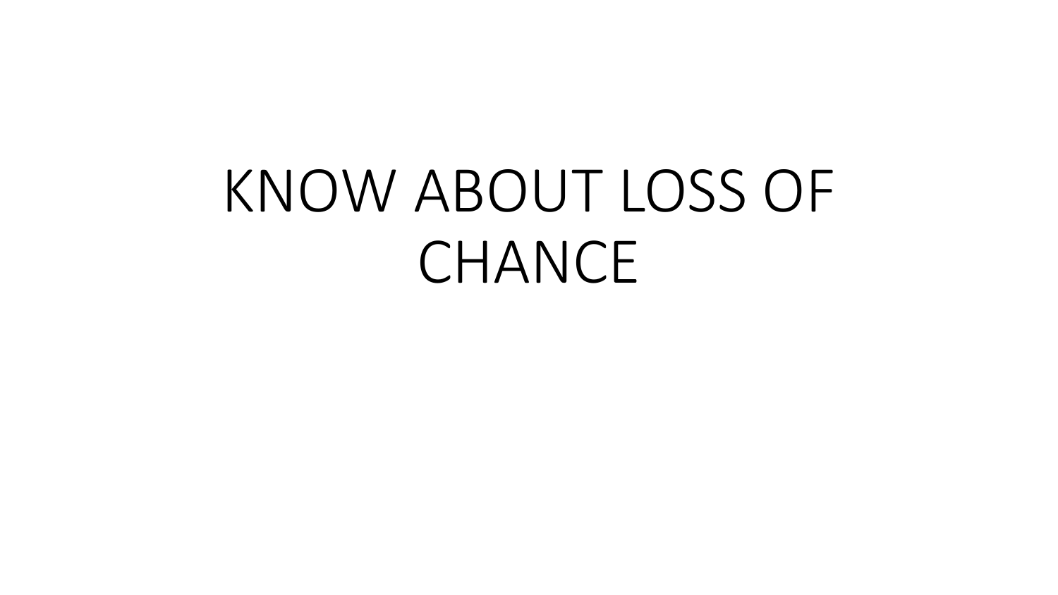# KNOW ABOUT LOSS OF CHANCE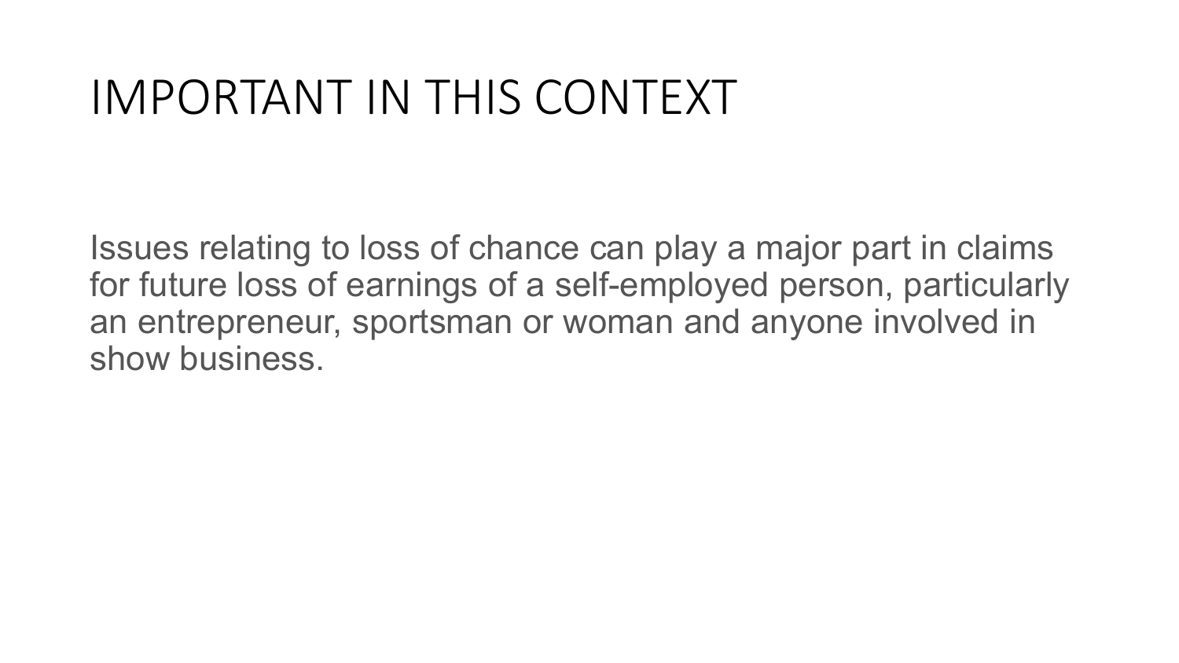# IMPORTANT IN THIS CONTEXT

Issues relating to loss of chance can play a major part in claims for future loss of earnings of a self-employed person, particularly an entrepreneur, sportsman or woman and anyone involved in show business.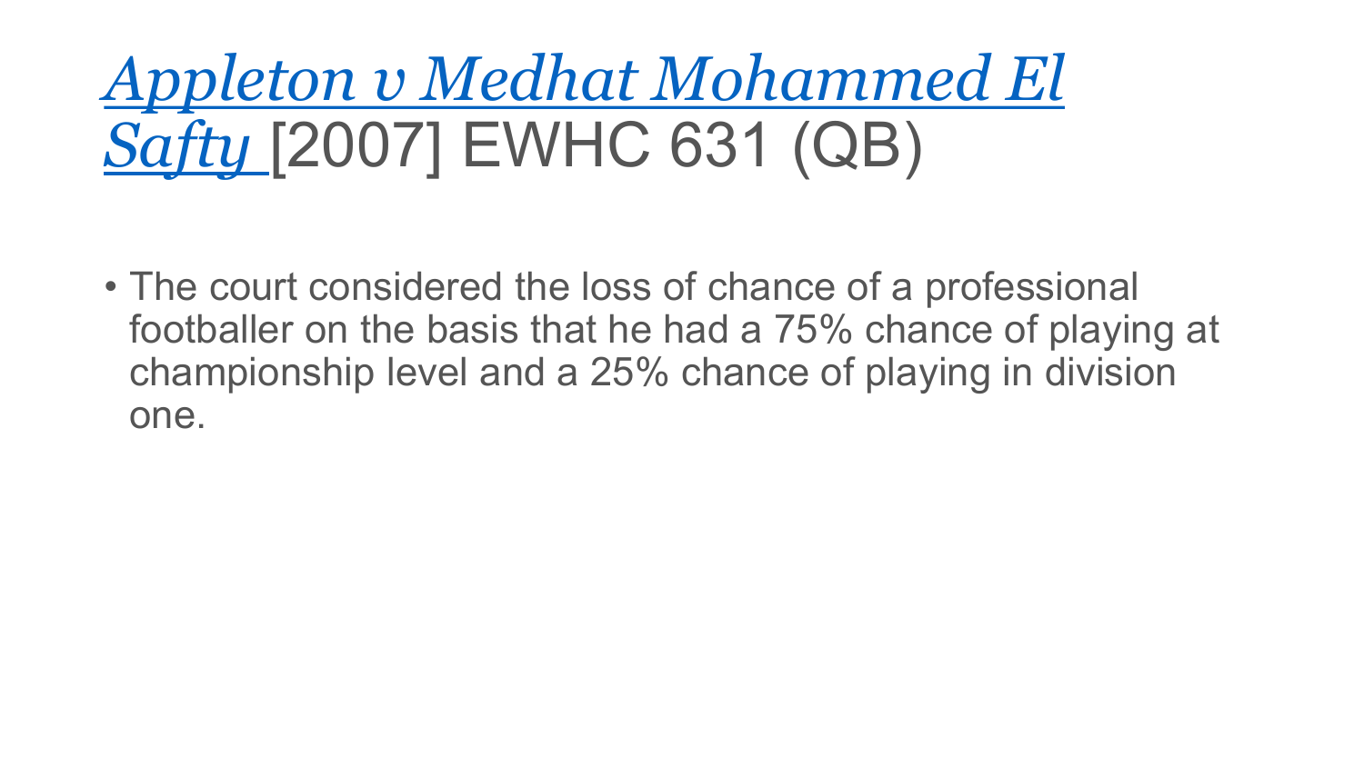# *Appleton v Medhat Mohammed El Safty* [2007] EWHC 631 (QB)

- The court considered the loss of chance of a professional footballer on the basis that he had a 75% chance of playing at championship level and a 25% chance of playing in division one.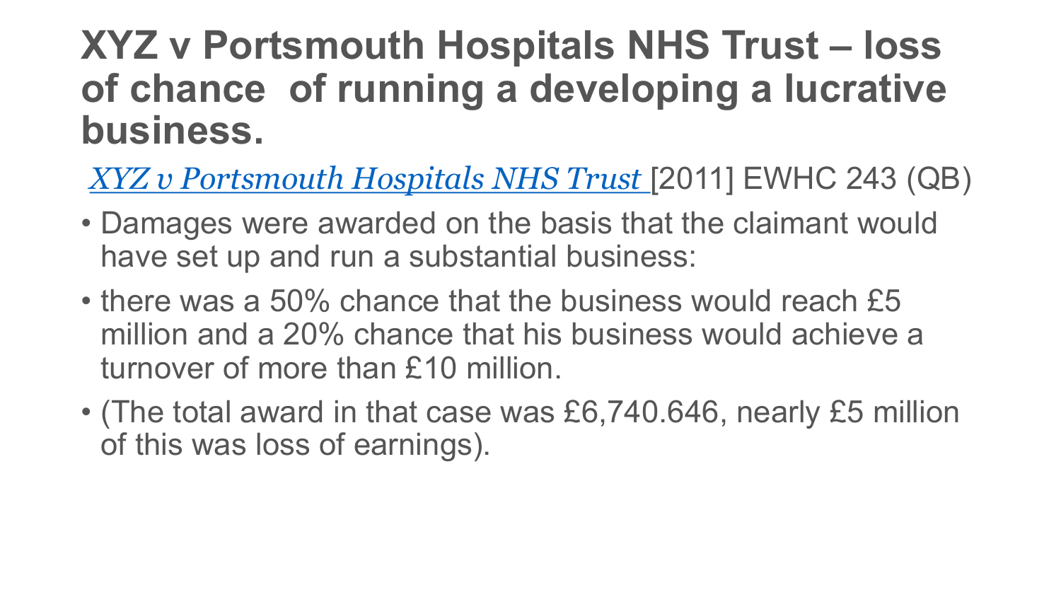# XYZ v Portsmouth Hospitals NHS Trust – loss of chance of running a developing a lucrative business.

*XYZ v Portsmouth Hospitals NHS Trust* [2011] EWHC 243 (QB)

- Damages were awarded on the basis that the claimant would have set up and run a substantial business:
- there was a 50% chance that the business would reach £5 million and a 20% chance that his business would achieve a turnover of more than £10 million.
- (The total award in that case was £6,740.646, nearly £5 million of this was loss of earnings).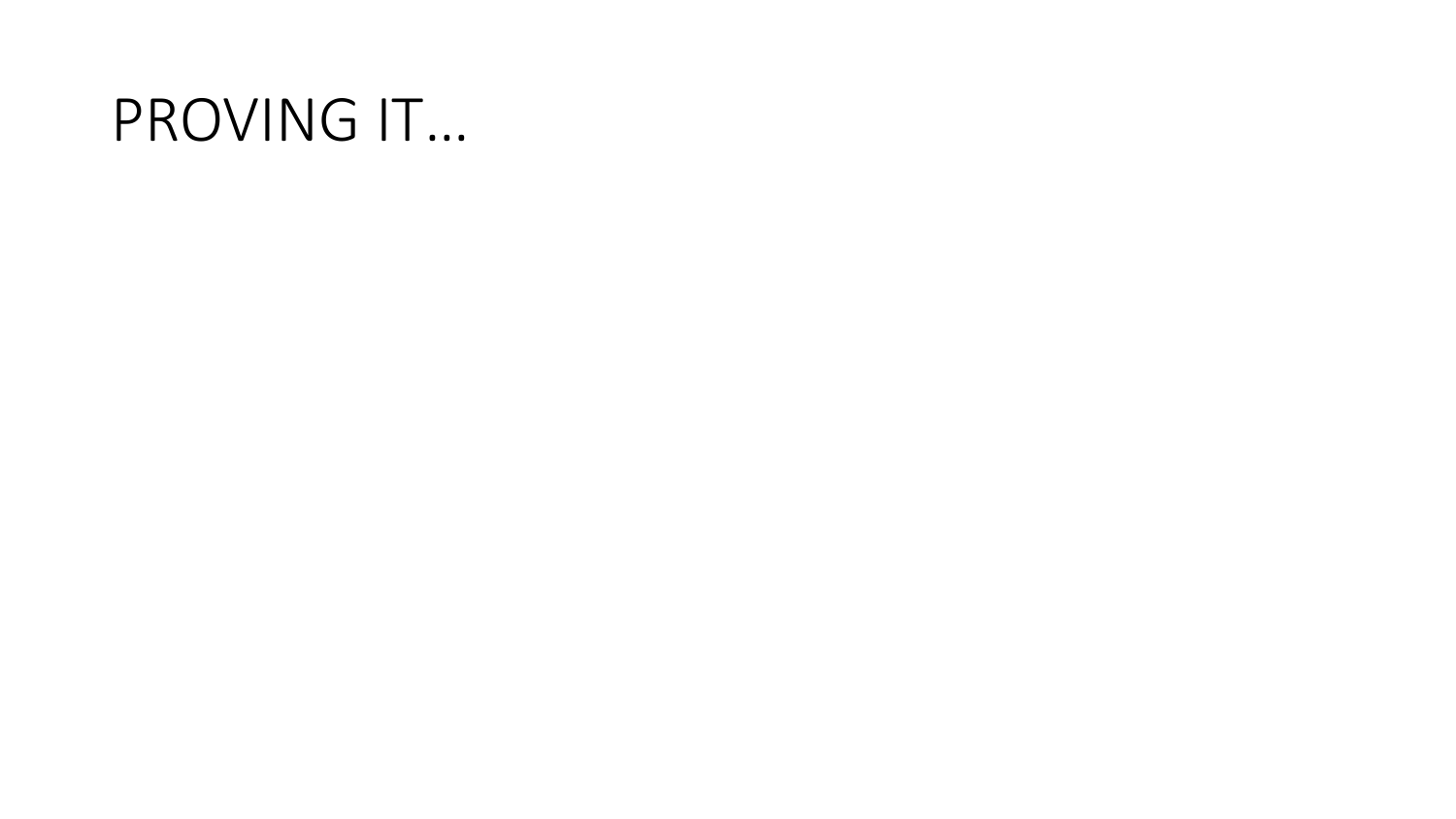# PROVING IT…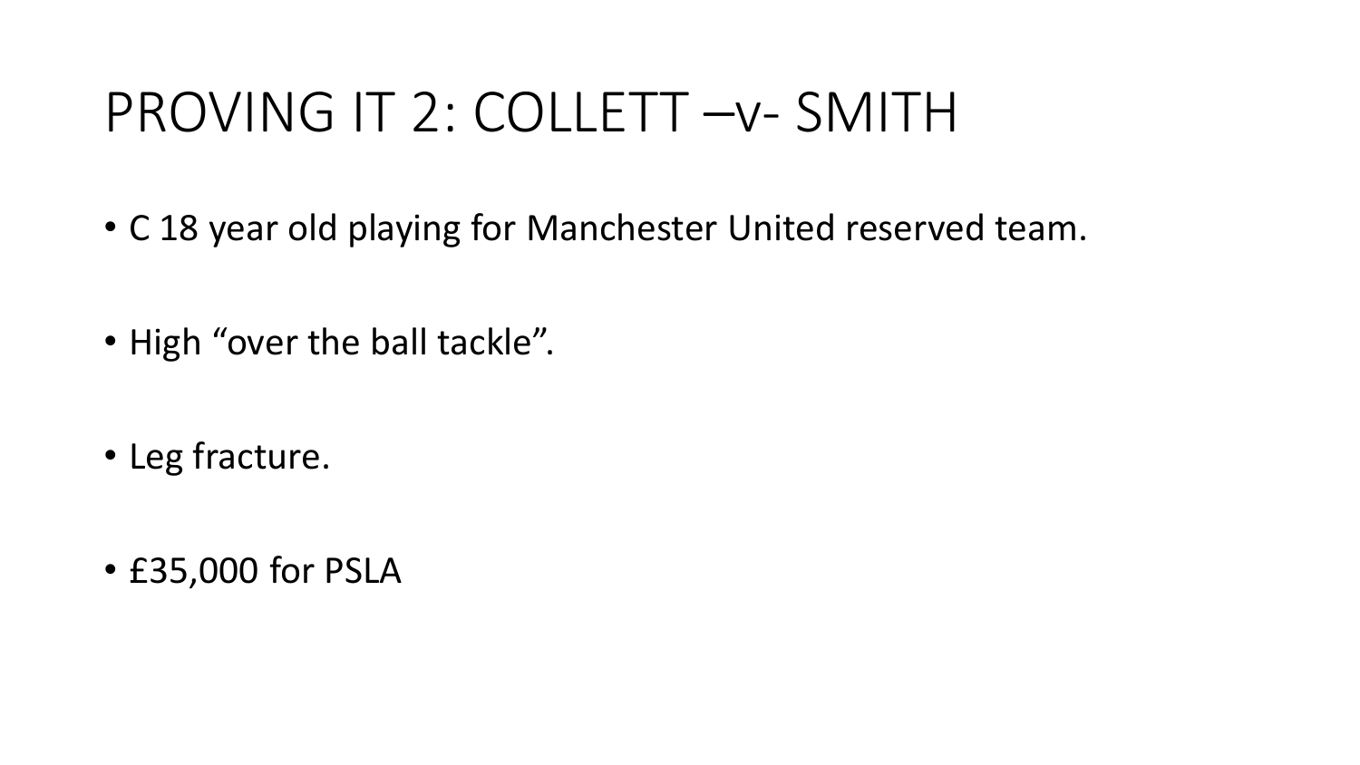# PROVING IT 2: COLLETT –v- SMITH

- C 18 year old playing for Manchester United reserved team.
- High "over the ball tackle".
- Leg fracture.
- £35,000 for PSLA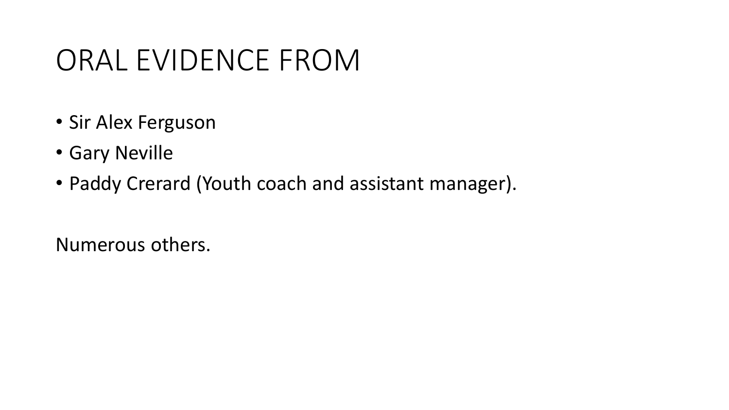# ORAL EVIDENCE FROM

- Sir Alex Ferguson
- Gary Neville
- Paddy Crerard (Youth coach and assistant manager).

Numerous others.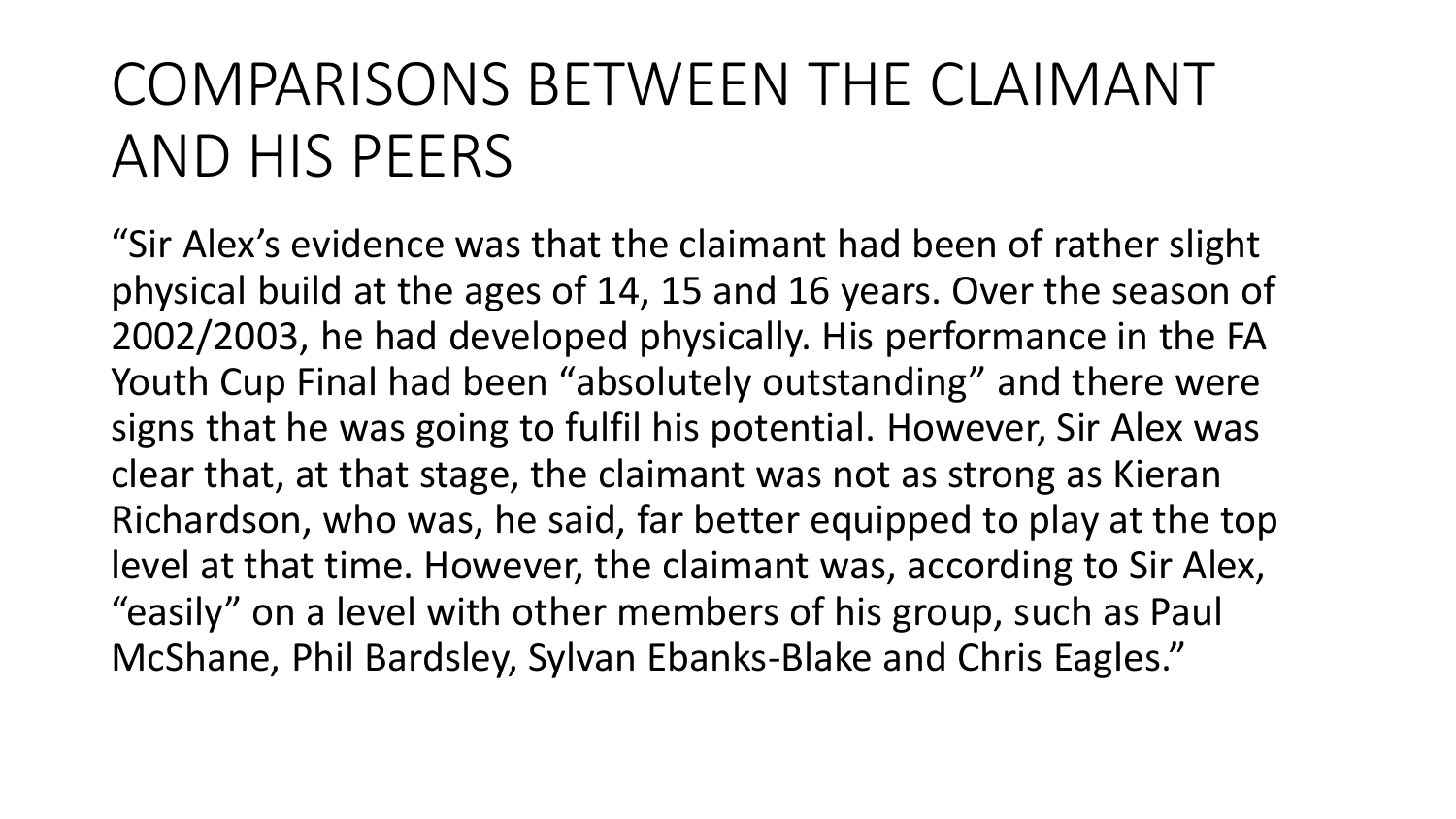# COMPARISONS BETWEEN THE CLAIMANT AND HIS PEERS

"Sir Alex's evidence was that the claimant had been of rather slight physical build at the ages of 14, 15 and 16 years. Over the season of 2002/2003, he had developed physically. His performance in the FA Youth Cup Final had been "absolutely outstanding" and there were signs that he was going to fulfil his potential. However, Sir Alex was clear that, at that stage, the claimant was not as strong as Kieran Richardson, who was, he said, far better equipped to play at the top level at that time. However, the claimant was, according to Sir Alex, "easily" on a level with other members of his group, such as Paul McShane, Phil Bardsley, Sylvan Ebanks-Blake and Chris Eagles."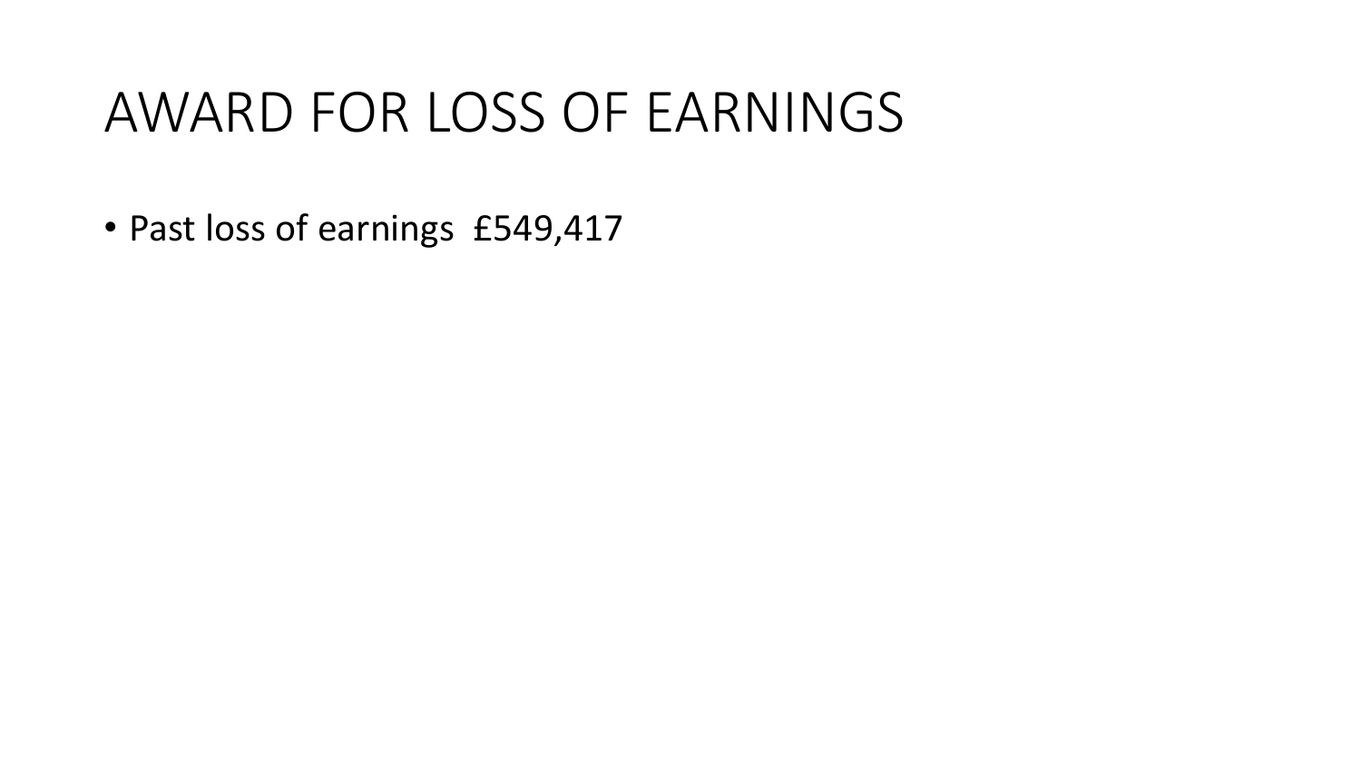# AWARD FOR LOSS OF EARNINGS

- Past loss of earnings £549,417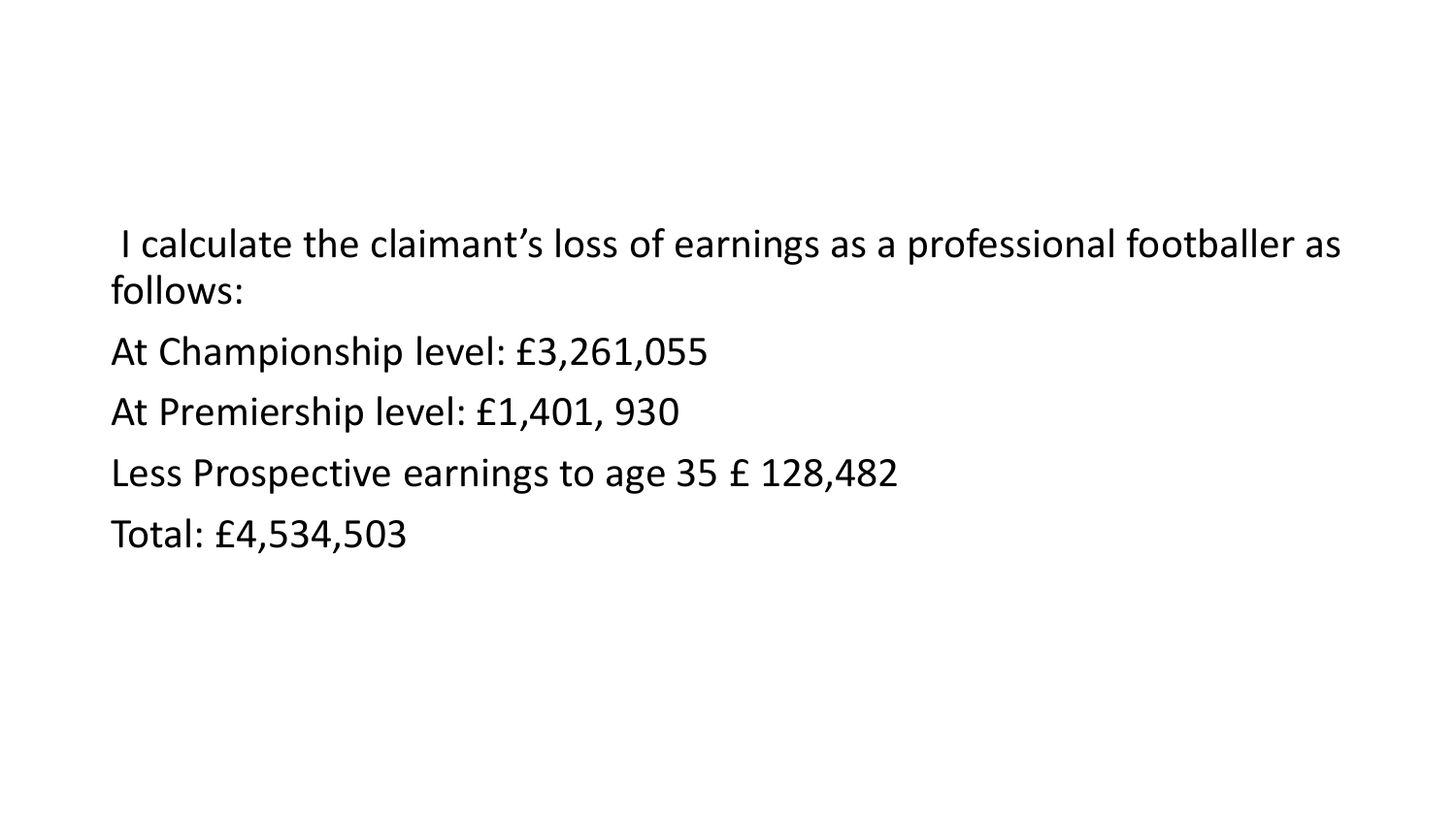I calculate the claimant's loss of earnings as a professional footballer as follows:

At Championship level: £3,261,055

At Premiership level: £1,401, 930

Less Prospective earnings to age 35 £ 128,482

Total: £4,534,503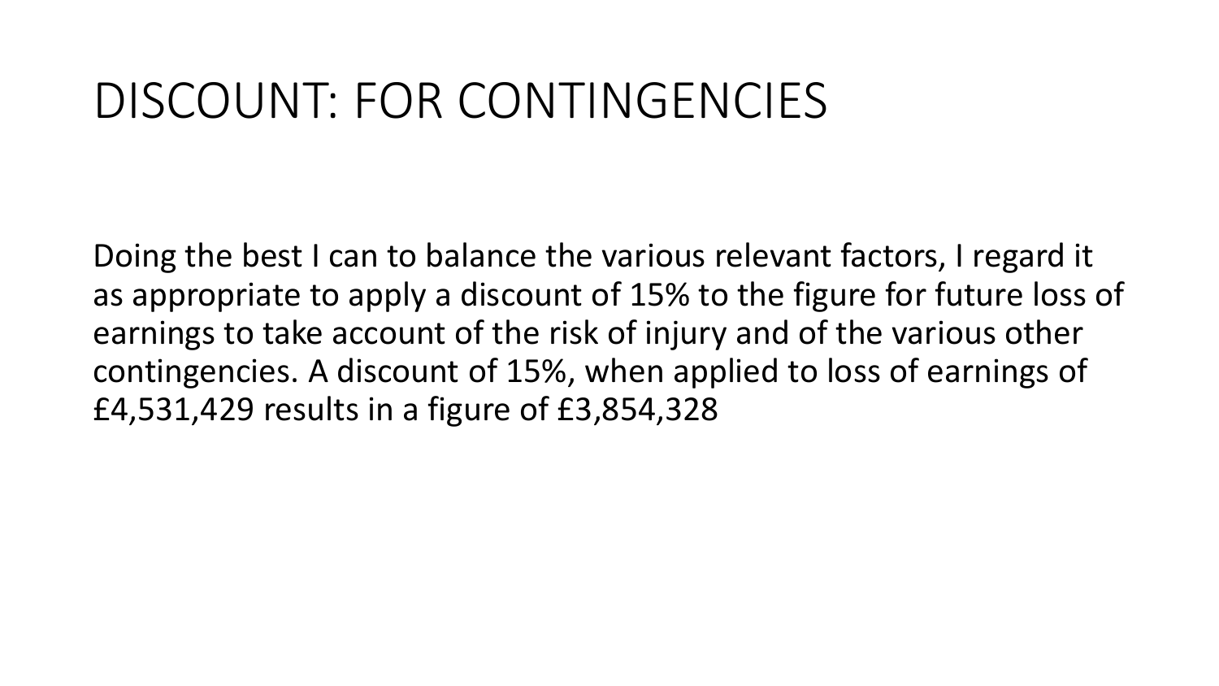# DISCOUNT: FOR CONTINGENCIES

Doing the best I can to balance the various relevant factors, I regard it as appropriate to apply a discount of 15% to the figure for future loss of earnings to take account of the risk of injury and of the various other contingencies. A discount of 15%, when applied to loss of earnings of £4,531,429 results in a figure of £3,854,328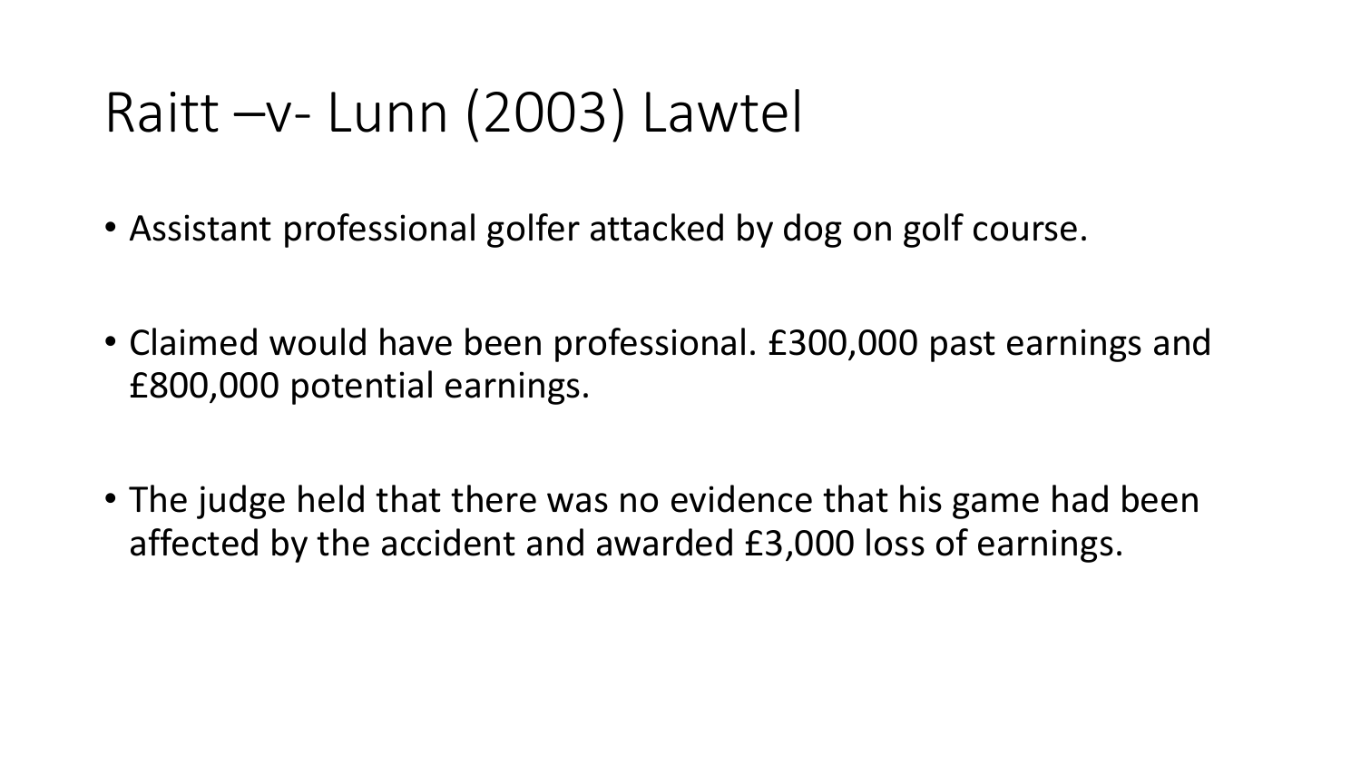# Raitt –v- Lunn (2003) Lawtel

- Assistant professional golfer attacked by dog on golf course.
- Claimed would have been professional. £300,000 past earnings and £800,000 potential earnings.
- The judge held that there was no evidence that his game had been affected by the accident and awarded £3,000 loss of earnings.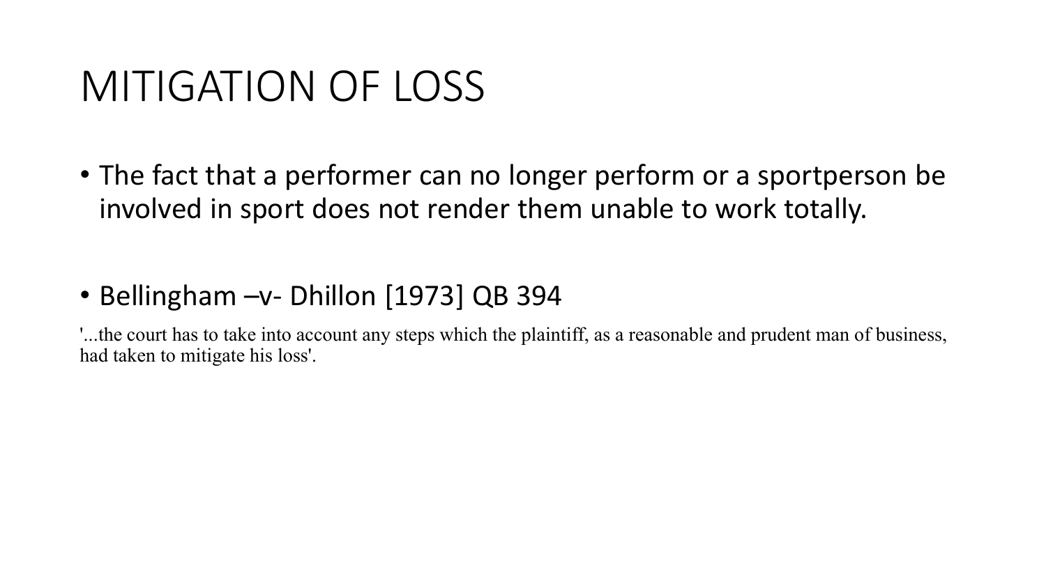# MITIGATION OF LOSS

- The fact that a performer can no longer perform or a sportperson be involved in sport does not render them unable to work totally.

- Bellingham –v- Dhillon [1973] QB 394

'...the court has to take into account any steps which the plaintiff, as a reasonable and prudent man of business, had taken to mitigate his loss'.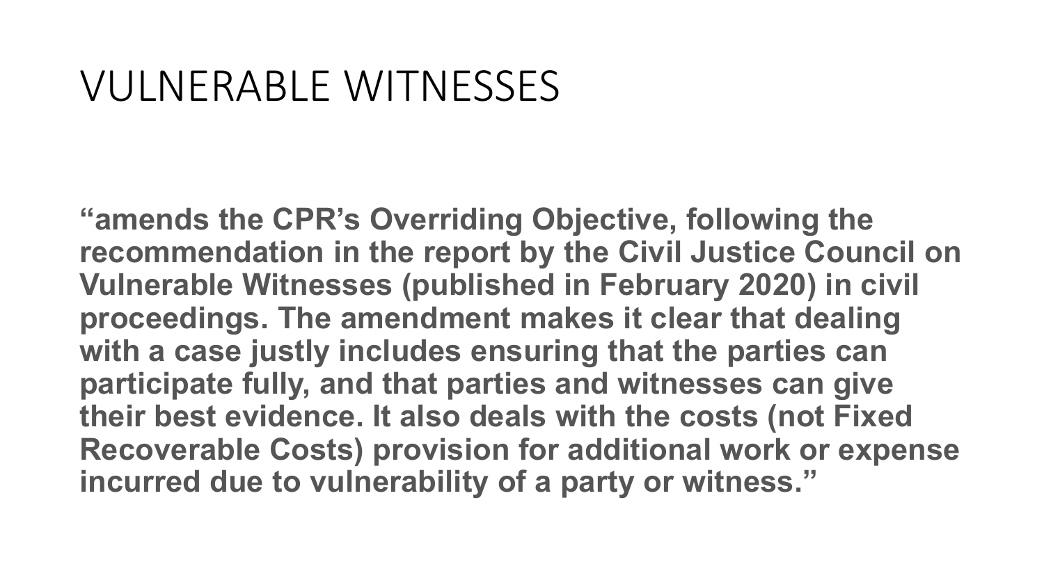# VULNERABLE WITNESSES

**“amends the CPR’s Overriding Objective, following the recommendation in the report by the Civil Justice Council on Vulnerable Witnesses (published in February 2020) in civil proceedings. The amendment makes it clear that dealing with a case justly includes ensuring that the parties can participate fully, and that parties and witnesses can give their best evidence. It also deals with the costs (not Fixed Recoverable Costs) provision for additional work or expense incurred due to vulnerability of a party or witness.”**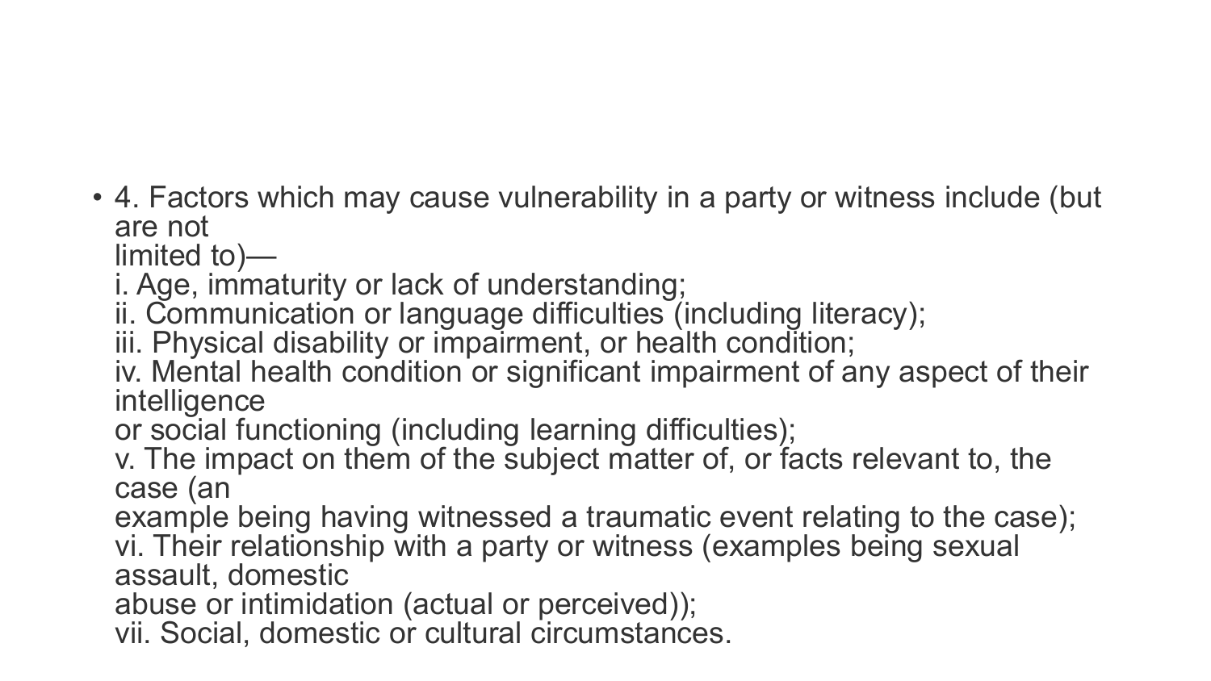- 4. Factors which may cause vulnerability in a party or witness include (but are not limited to)—
  i. Age, immaturity or lack of understanding;
  ii. Communication or language difficulties (including literacy);
  iii. Physical disability or impairment, or health condition;
  iv. Mental health condition or significant impairment of any aspect of their intelligence or social functioning (including learning difficulties);
  v. The impact on them of the subject matter of, or facts relevant to, the case (an example being having witnessed a traumatic event relating to the case);
  vi. Their relationship with a party or witness (examples being sexual assault, domestic abuse or intimidation (actual or perceived));
  vii. Social, domestic or cultural circumstances.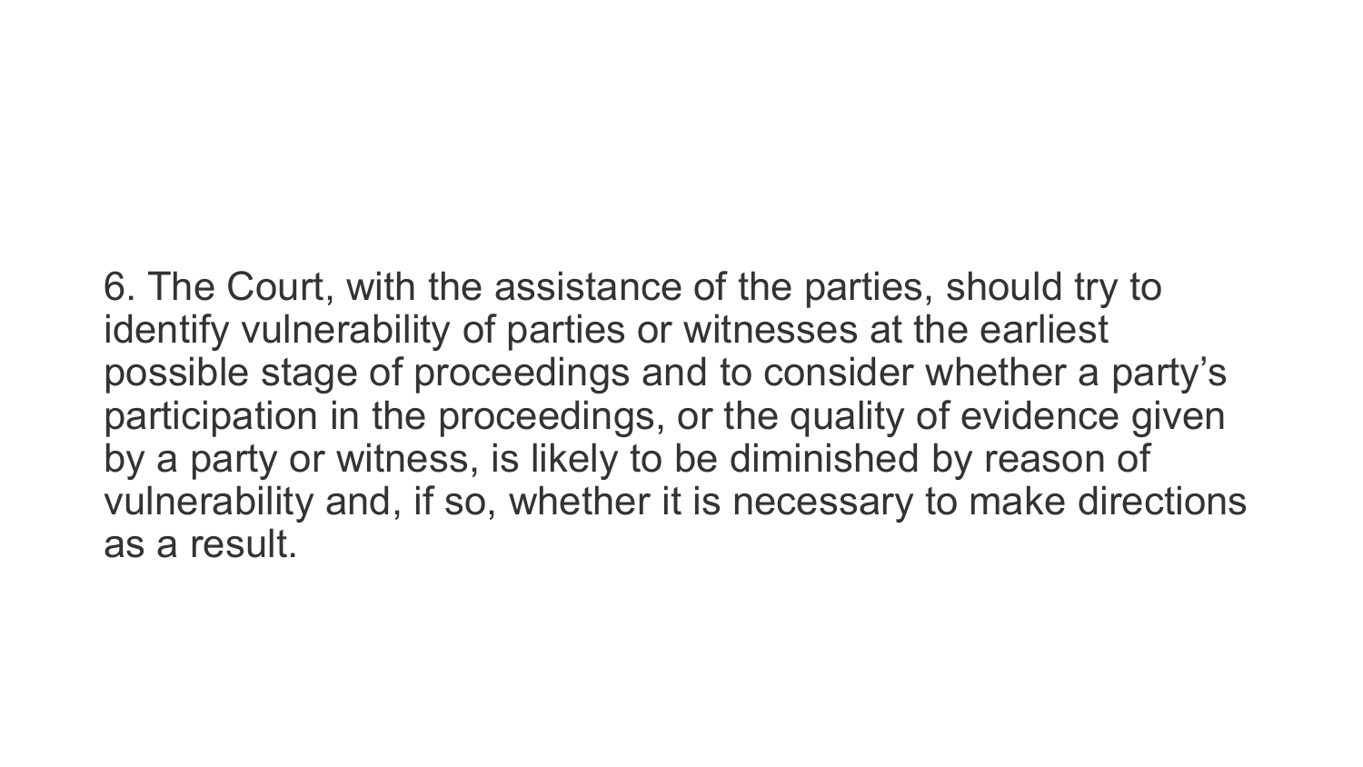6. The Court, with the assistance of the parties, should try to identify vulnerability of parties or witnesses at the earliest possible stage of proceedings and to consider whether a party's participation in the proceedings, or the quality of evidence given by a party or witness, is likely to be diminished by reason of vulnerability and, if so, whether it is necessary to make directions as a result.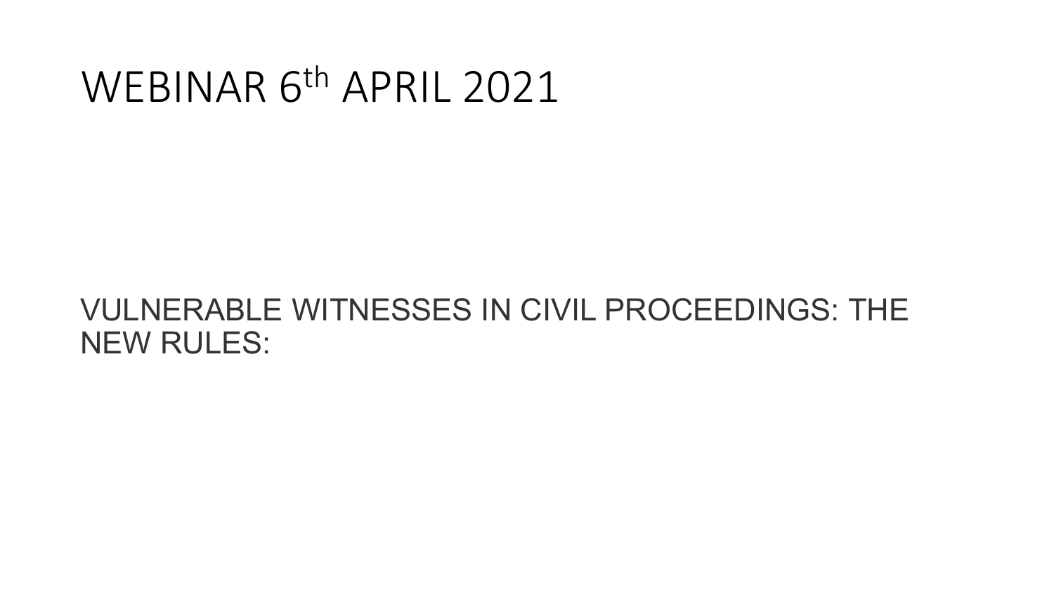# WEBINAR 6th APRIL 2021

VULNERABLE WITNESSES IN CIVIL PROCEEDINGS: THE NEW RULES: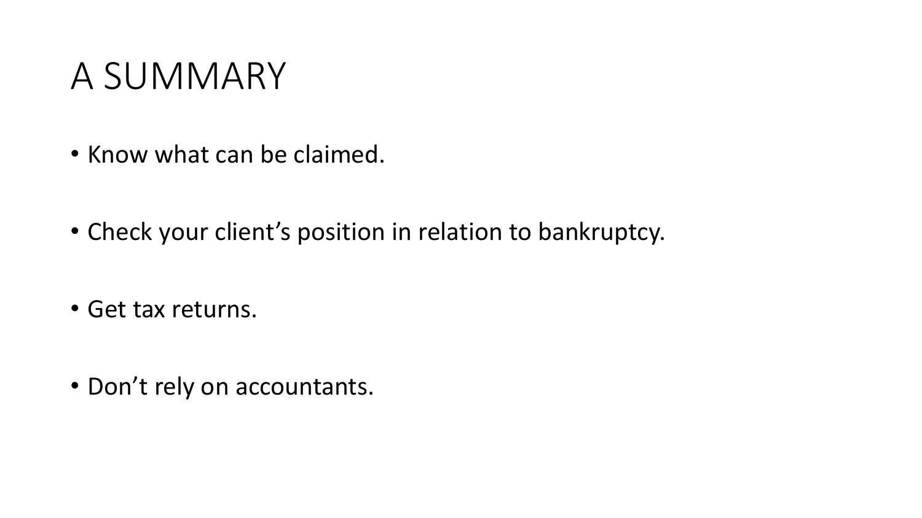# A SUMMARY

- Know what can be claimed.
- Check your client’s position in relation to bankruptcy.
- Get tax returns.
- Don’t rely on accountants.